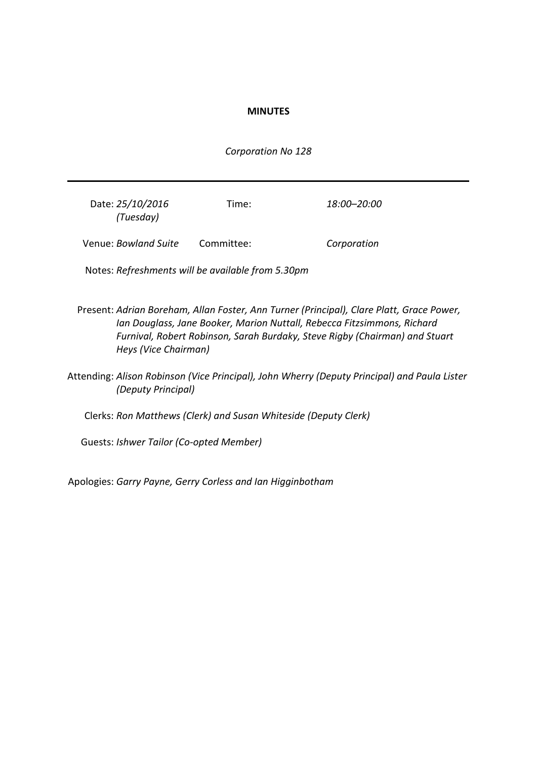**MINUTES**

*Corporation No 128*

---

| | | | |
|---|---|---|---|
| Date: | *25/10/2016 (Tuesday)* | Time: | *18:00–20:00* |
| Venue: | *Bowland Suite* | Committee: | *Corporation* |

Notes: *Refreshments will be available from 5.30pm*

Present: *Adrian Boreham, Allan Foster, Ann Turner (Principal), Clare Platt, Grace Power, Ian Douglass, Jane Booker, Marion Nuttall, Rebecca Fitzsimmons, Richard Furnival, Robert Robinson, Sarah Burdaky, Steve Rigby (Chairman) and Stuart Heys (Vice Chairman)*

Attending: *Alison Robinson (Vice Principal), John Wherry (Deputy Principal) and Paula Lister (Deputy Principal)*

Clerks: *Ron Matthews (Clerk) and Susan Whiteside (Deputy Clerk)*

Guests: *Ishwer Tailor (Co-opted Member)*

Apologies: *Garry Payne, Gerry Corless and Ian Higginbotham*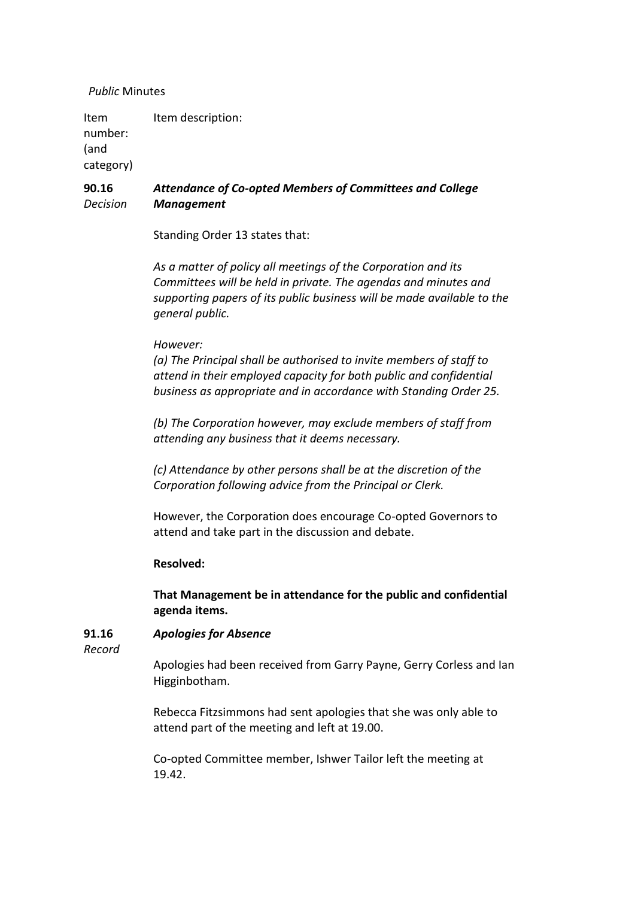*Public* Minutes

| Item number: (and category) | Item description: |
|---|---|
| **90.16** *Decision* | ***Attendance of Co-opted Members of Committees and College Management*** |

Standing Order 13 states that:

*As a matter of policy all meetings of the Corporation and its Committees will be held in private. The agendas and minutes and supporting papers of its public business will be made available to the general public.*

*However:*
*(a) The Principal shall be authorised to invite members of staff to attend in their employed capacity for both public and confidential business as appropriate and in accordance with Standing Order 25.*

*(b) The Corporation however, may exclude members of staff from attending any business that it deems necessary.*

*(c) Attendance by other persons shall be at the discretion of the Corporation following advice from the Principal or Clerk.*

However, the Corporation does encourage Co-opted Governors to attend and take part in the discussion and debate.

**Resolved:**

**That Management be in attendance for the public and confidential agenda items.**

| | |
|---|---|
| **91.16** *Record* | ***Apologies for Absence*** |

Apologies had been received from Garry Payne, Gerry Corless and Ian Higginbotham.

Rebecca Fitzsimmons had sent apologies that she was only able to attend part of the meeting and left at 19.00.

Co-opted Committee member, Ishwer Tailor left the meeting at 19.42.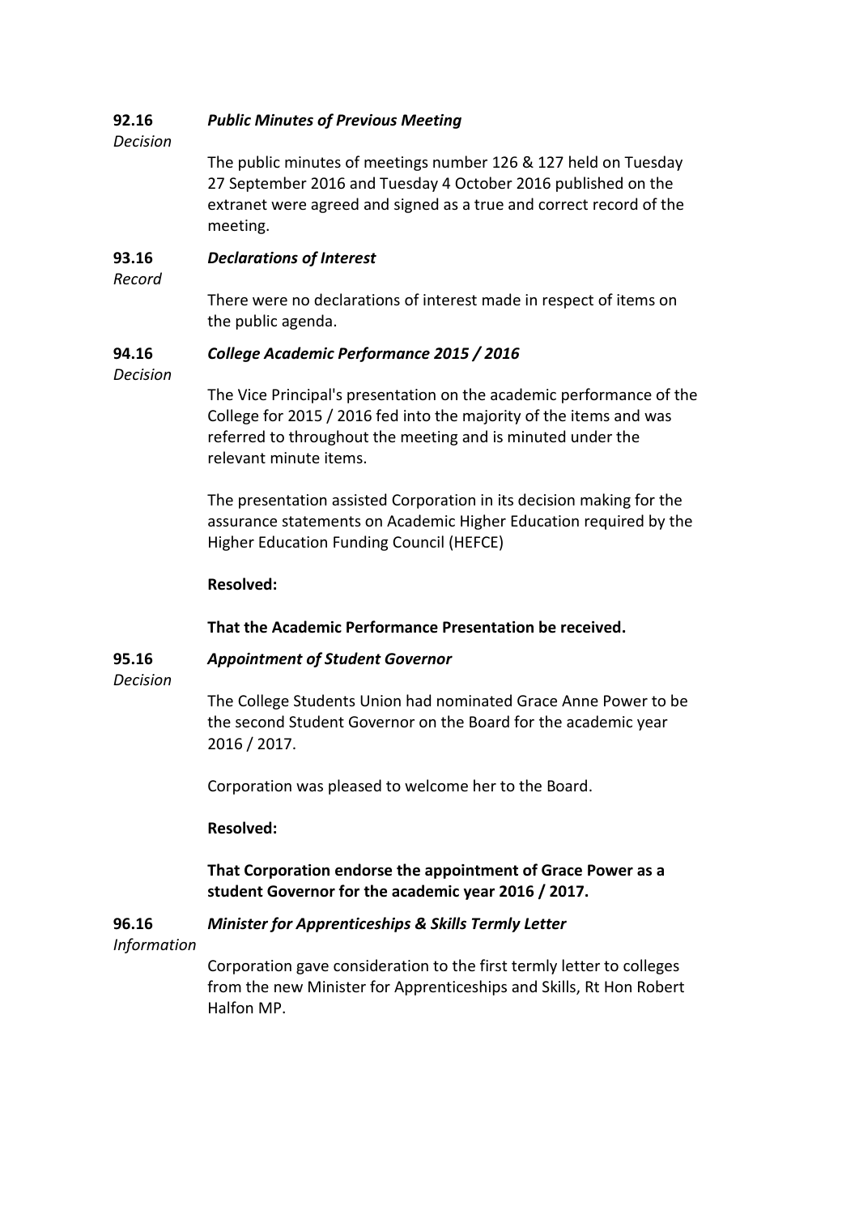**92.16** ***Public Minutes of Previous Meeting***

*Decision*

The public minutes of meetings number 126 & 127 held on Tuesday 27 September 2016 and Tuesday 4 October 2016 published on the extranet were agreed and signed as a true and correct record of the meeting.

**93.16** ***Declarations of Interest***

*Record*

There were no declarations of interest made in respect of items on the public agenda.

**94.16** ***College Academic Performance 2015 / 2016***

*Decision*

The Vice Principal's presentation on the academic performance of the College for 2015 / 2016 fed into the majority of the items and was referred to throughout the meeting and is minuted under the relevant minute items.

The presentation assisted Corporation in its decision making for the assurance statements on Academic Higher Education required by the Higher Education Funding Council (HEFCE)

**Resolved:**

**That the Academic Performance Presentation be received.**

**95.16** ***Appointment of Student Governor***

*Decision*

The College Students Union had nominated Grace Anne Power to be the second Student Governor on the Board for the academic year 2016 / 2017.

Corporation was pleased to welcome her to the Board.

**Resolved:**

**That Corporation endorse the appointment of Grace Power as a student Governor for the academic year 2016 / 2017.**

**96.16** ***Minister for Apprenticeships & Skills Termly Letter***

*Information*

Corporation gave consideration to the first termly letter to colleges from the new Minister for Apprenticeships and Skills, Rt Hon Robert Halfon MP.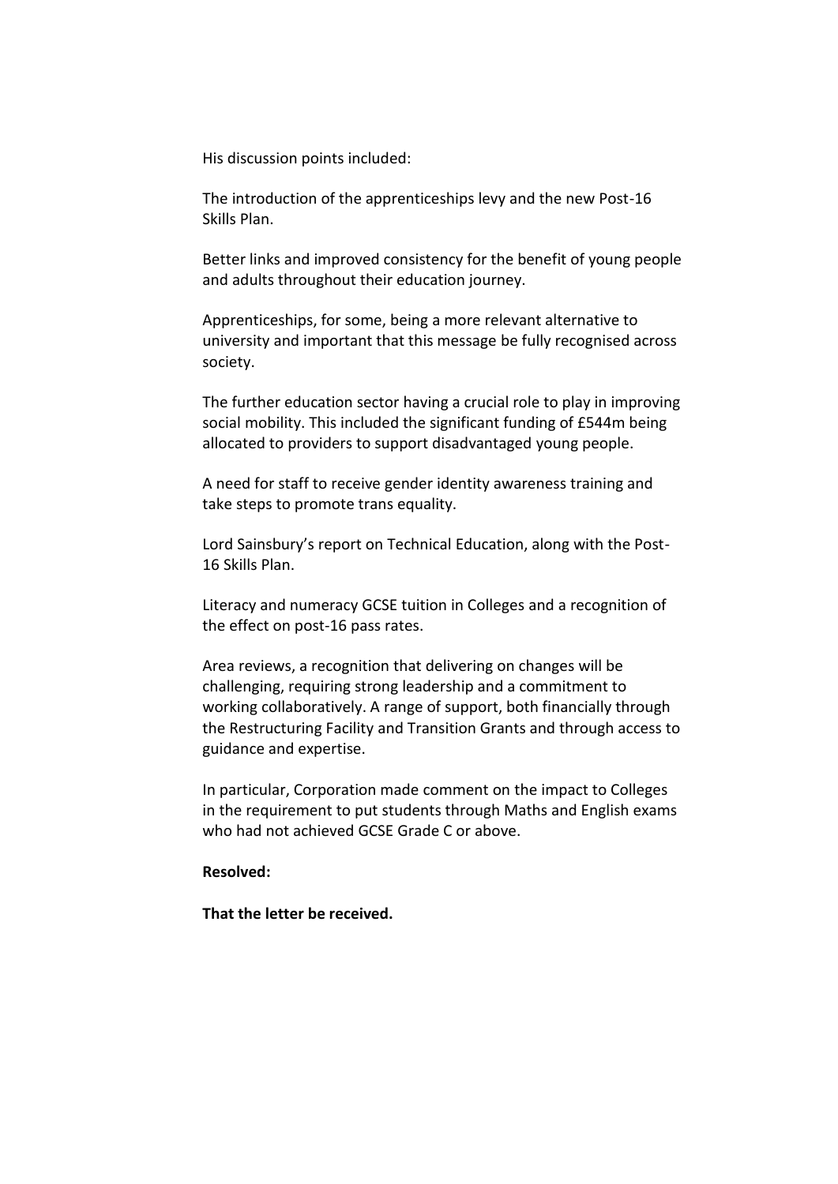His discussion points included:

The introduction of the apprenticeships levy and the new Post-16 Skills Plan.

Better links and improved consistency for the benefit of young people and adults throughout their education journey.

Apprenticeships, for some, being a more relevant alternative to university and important that this message be fully recognised across society.

The further education sector having a crucial role to play in improving social mobility. This included the significant funding of £544m being allocated to providers to support disadvantaged young people.

A need for staff to receive gender identity awareness training and take steps to promote trans equality.

Lord Sainsbury's report on Technical Education, along with the Post-16 Skills Plan.

Literacy and numeracy GCSE tuition in Colleges and a recognition of the effect on post-16 pass rates.

Area reviews, a recognition that delivering on changes will be challenging, requiring strong leadership and a commitment to working collaboratively. A range of support, both financially through the Restructuring Facility and Transition Grants and through access to guidance and expertise.

In particular, Corporation made comment on the impact to Colleges in the requirement to put students through Maths and English exams who had not achieved GCSE Grade C or above.

**Resolved:**

**That the letter be received.**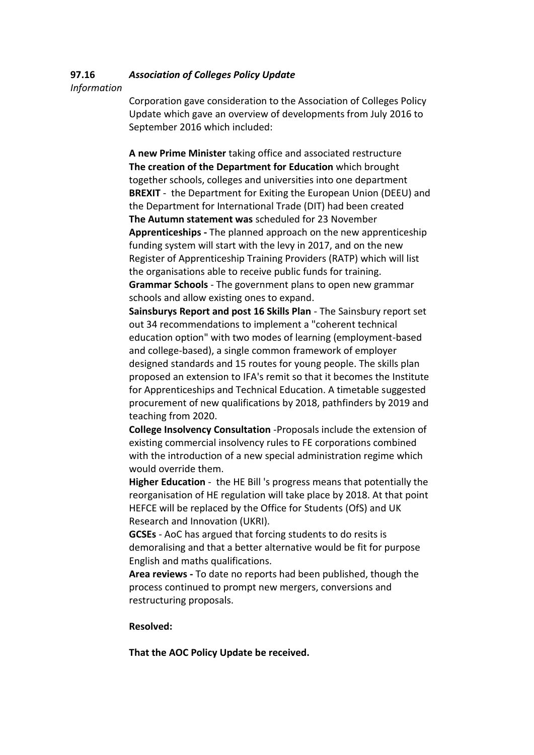**97.16** ***Association of Colleges Policy Update***

*Information*

Corporation gave consideration to the Association of Colleges Policy Update which gave an overview of developments from July 2016 to September 2016 which included:

**A new Prime Minister** taking office and associated restructure
**The creation of the Department for Education** which brought together schools, colleges and universities into one department
**BREXIT** - the Department for Exiting the European Union (DEEU) and the Department for International Trade (DIT) had been created
**The Autumn statement was** scheduled for 23 November
**Apprenticeships -** The planned approach on the new apprenticeship funding system will start with the levy in 2017, and on the new Register of Apprenticeship Training Providers (RATP) which will list the organisations able to receive public funds for training.
**Grammar Schools** - The government plans to open new grammar schools and allow existing ones to expand.
**Sainsburys Report and post 16 Skills Plan** - The Sainsbury report set out 34 recommendations to implement a "coherent technical education option" with two modes of learning (employment-based and college-based), a single common framework of employer designed standards and 15 routes for young people. The skills plan proposed an extension to IFA's remit so that it becomes the Institute for Apprenticeships and Technical Education. A timetable suggested procurement of new qualifications by 2018, pathfinders by 2019 and teaching from 2020.
**College Insolvency Consultation** -Proposals include the extension of existing commercial insolvency rules to FE corporations combined with the introduction of a new special administration regime which would override them.
**Higher Education** - the HE Bill 's progress means that potentially the reorganisation of HE regulation will take place by 2018. At that point HEFCE will be replaced by the Office for Students (OfS) and UK Research and Innovation (UKRI).
**GCSEs** - AoC has argued that forcing students to do resits is demoralising and that a better alternative would be fit for purpose English and maths qualifications.
**Area reviews -** To date no reports had been published, though the process continued to prompt new mergers, conversions and restructuring proposals.

**Resolved:**

**That the AOC Policy Update be received.**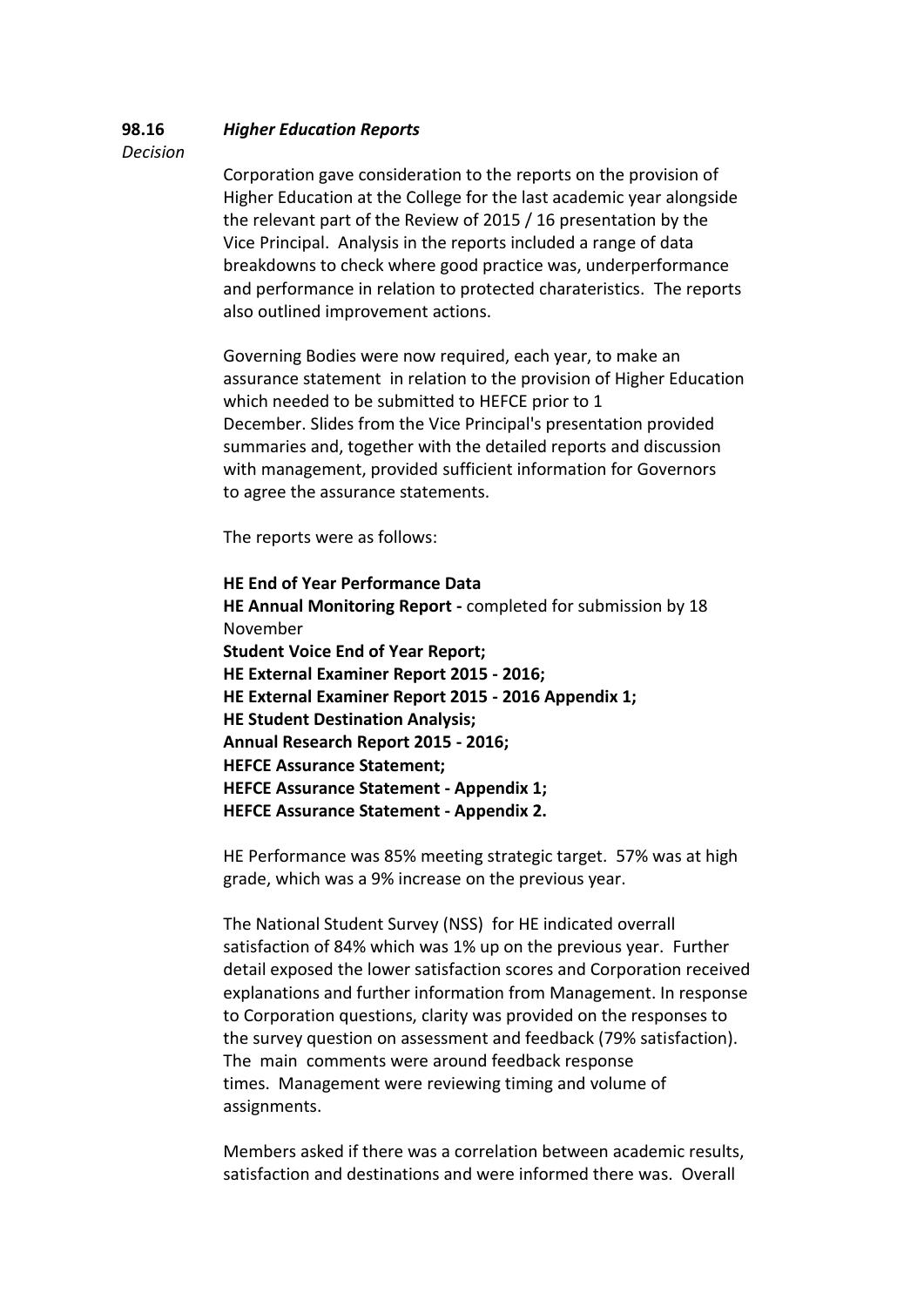**98.16** ***Higher Education Reports***

*Decision*

Corporation gave consideration to the reports on the provision of Higher Education at the College for the last academic year alongside the relevant part of the Review of 2015 / 16 presentation by the Vice Principal. Analysis in the reports included a range of data breakdowns to check where good practice was, underperformance and performance in relation to protected charateristics. The reports also outlined improvement actions.

Governing Bodies were now required, each year, to make an assurance statement in relation to the provision of Higher Education which needed to be submitted to HEFCE prior to 1 December. Slides from the Vice Principal's presentation provided summaries and, together with the detailed reports and discussion with management, provided sufficient information for Governors to agree the assurance statements.

The reports were as follows:

**HE End of Year Performance Data**
**HE Annual Monitoring Report -** completed for submission by 18 November
**Student Voice End of Year Report;**
**HE External Examiner Report 2015 - 2016;**
**HE External Examiner Report 2015 - 2016 Appendix 1;**
**HE Student Destination Analysis;**
**Annual Research Report 2015 - 2016;**
**HEFCE Assurance Statement;**
**HEFCE Assurance Statement - Appendix 1;**
**HEFCE Assurance Statement - Appendix 2.**

HE Performance was 85% meeting strategic target. 57% was at high grade, which was a 9% increase on the previous year.

The National Student Survey (NSS) for HE indicated overrall satisfaction of 84% which was 1% up on the previous year. Further detail exposed the lower satisfaction scores and Corporation received explanations and further information from Management. In response to Corporation questions, clarity was provided on the responses to the survey question on assessment and feedback (79% satisfaction). The main comments were around feedback response times. Management were reviewing timing and volume of assignments.

Members asked if there was a correlation between academic results, satisfaction and destinations and were informed there was. Overall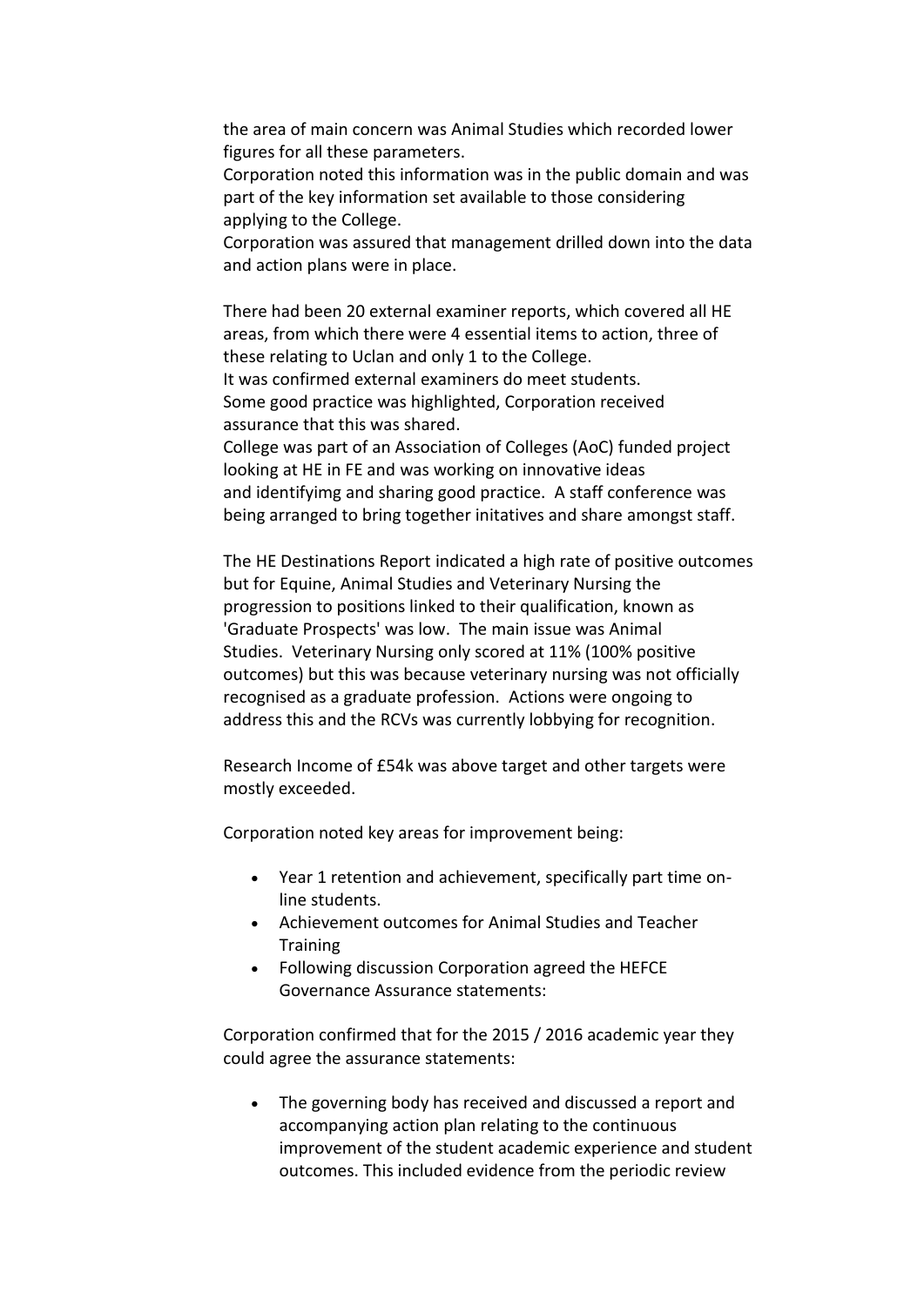the area of main concern was Animal Studies which recorded lower figures for all these parameters.
Corporation noted this information was in the public domain and was part of the key information set available to those considering applying to the College.
Corporation was assured that management drilled down into the data and action plans were in place.

There had been 20 external examiner reports, which covered all HE areas, from which there were 4 essential items to action, three of these relating to Uclan and only 1 to the College.
It was confirmed external examiners do meet students.
Some good practice was highlighted, Corporation received assurance that this was shared.
College was part of an Association of Colleges (AoC) funded project looking at HE in FE and was working on innovative ideas and identifyimg and sharing good practice. A staff conference was being arranged to bring together initatives and share amongst staff.

The HE Destinations Report indicated a high rate of positive outcomes but for Equine, Animal Studies and Veterinary Nursing the progression to positions linked to their qualification, known as 'Graduate Prospects' was low. The main issue was Animal Studies. Veterinary Nursing only scored at 11% (100% positive outcomes) but this was because veterinary nursing was not officially recognised as a graduate profession. Actions were ongoing to address this and the RCVs was currently lobbying for recognition.

Research Income of £54k was above target and other targets were mostly exceeded.

Corporation noted key areas for improvement being:

- Year 1 retention and achievement, specifically part time on-line students.
- Achievement outcomes for Animal Studies and Teacher Training
- Following discussion Corporation agreed the HEFCE Governance Assurance statements:

Corporation confirmed that for the 2015 / 2016 academic year they could agree the assurance statements:

- The governing body has received and discussed a report and accompanying action plan relating to the continuous improvement of the student academic experience and student outcomes. This included evidence from the periodic review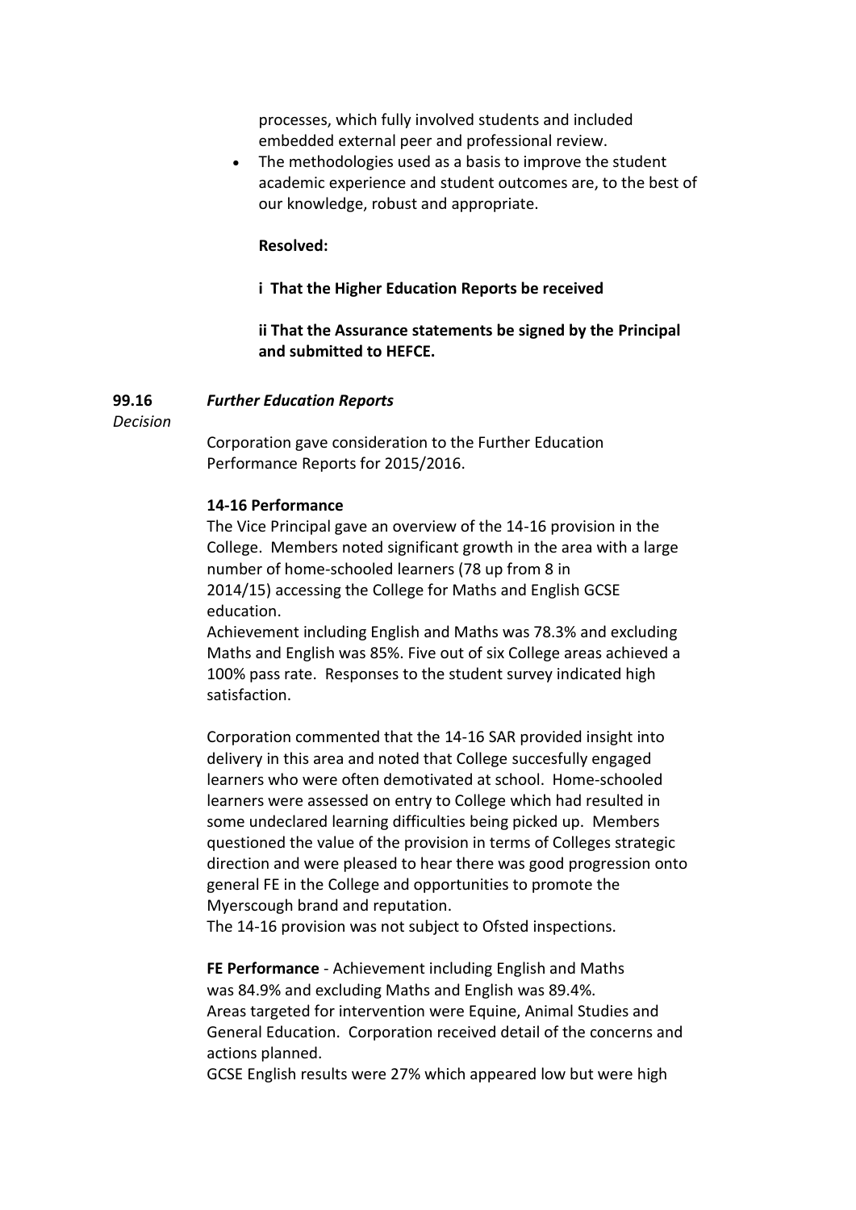processes, which fully involved students and included embedded external peer and professional review.

- The methodologies used as a basis to improve the student academic experience and student outcomes are, to the best of our knowledge, robust and appropriate.

**Resolved:**

**i That the Higher Education Reports be received**

**ii That the Assurance statements be signed by the Principal and submitted to HEFCE.**

**99.16** ***Further Education Reports***

*Decision*

Corporation gave consideration to the Further Education Performance Reports for 2015/2016.

**14-16 Performance**

The Vice Principal gave an overview of the 14-16 provision in the College. Members noted significant growth in the area with a large number of home-schooled learners (78 up from 8 in 2014/15) accessing the College for Maths and English GCSE education.

Achievement including English and Maths was 78.3% and excluding Maths and English was 85%. Five out of six College areas achieved a 100% pass rate. Responses to the student survey indicated high satisfaction.

Corporation commented that the 14-16 SAR provided insight into delivery in this area and noted that College succesfully engaged learners who were often demotivated at school. Home-schooled learners were assessed on entry to College which had resulted in some undeclared learning difficulties being picked up. Members questioned the value of the provision in terms of Colleges strategic direction and were pleased to hear there was good progression onto general FE in the College and opportunities to promote the Myerscough brand and reputation.

The 14-16 provision was not subject to Ofsted inspections.

**FE Performance** - Achievement including English and Maths was 84.9% and excluding Maths and English was 89.4%.

Areas targeted for intervention were Equine, Animal Studies and General Education. Corporation received detail of the concerns and actions planned.

GCSE English results were 27% which appeared low but were high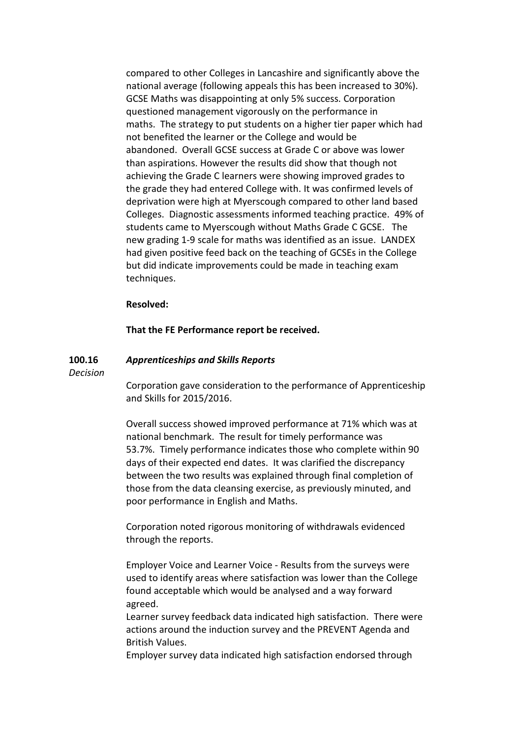compared to other Colleges in Lancashire and significantly above the national average (following appeals this has been increased to 30%). GCSE Maths was disappointing at only 5% success. Corporation questioned management vigorously on the performance in maths. The strategy to put students on a higher tier paper which had not benefited the learner or the College and would be abandoned. Overall GCSE success at Grade C or above was lower than aspirations. However the results did show that though not achieving the Grade C learners were showing improved grades to the grade they had entered College with. It was confirmed levels of deprivation were high at Myerscough compared to other land based Colleges. Diagnostic assessments informed teaching practice. 49% of students came to Myerscough without Maths Grade C GCSE. The new grading 1-9 scale for maths was identified as an issue. LANDEX had given positive feed back on the teaching of GCSEs in the College but did indicate improvements could be made in teaching exam techniques.

**Resolved:**

**That the FE Performance report be received.**

**100.16** ***Apprenticeships and Skills Reports***

*Decision*

Corporation gave consideration to the performance of Apprenticeship and Skills for 2015/2016.

Overall success showed improved performance at 71% which was at national benchmark. The result for timely performance was 53.7%. Timely performance indicates those who complete within 90 days of their expected end dates. It was clarified the discrepancy between the two results was explained through final completion of those from the data cleansing exercise, as previously minuted, and poor performance in English and Maths.

Corporation noted rigorous monitoring of withdrawals evidenced through the reports.

Employer Voice and Learner Voice - Results from the surveys were used to identify areas where satisfaction was lower than the College found acceptable which would be analysed and a way forward agreed.

Learner survey feedback data indicated high satisfaction. There were actions around the induction survey and the PREVENT Agenda and British Values.

Employer survey data indicated high satisfaction endorsed through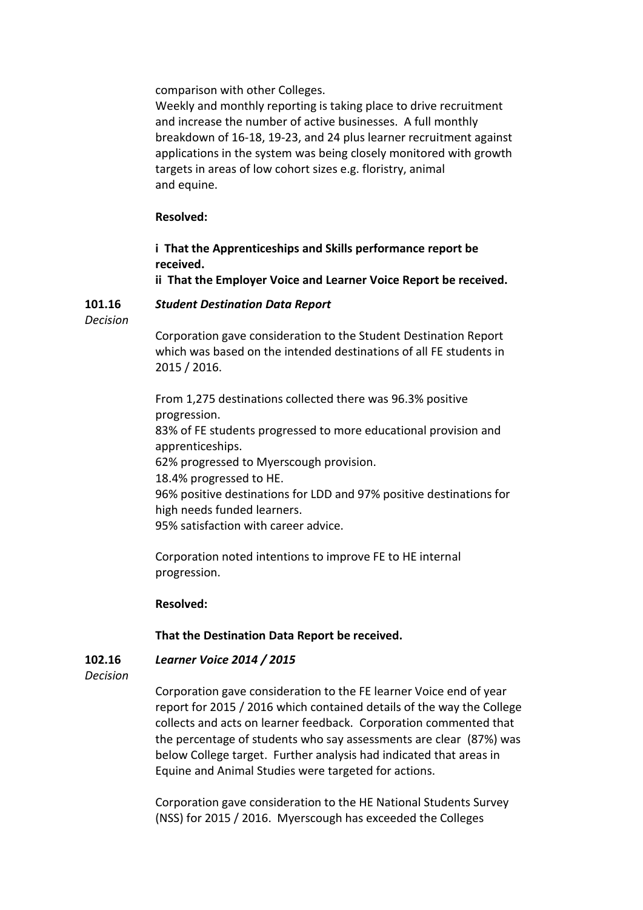comparison with other Colleges.
Weekly and monthly reporting is taking place to drive recruitment and increase the number of active businesses. A full monthly breakdown of 16-18, 19-23, and 24 plus learner recruitment against applications in the system was being closely monitored with growth targets in areas of low cohort sizes e.g. floristry, animal and equine.

**Resolved:**

**i That the Apprenticeships and Skills performance report be received.**
**ii That the Employer Voice and Learner Voice Report be received.**

**101.16** *Decision* ***Student Destination Data Report***

Corporation gave consideration to the Student Destination Report which was based on the intended destinations of all FE students in 2015 / 2016.

From 1,275 destinations collected there was 96.3% positive progression.
83% of FE students progressed to more educational provision and apprenticeships.
62% progressed to Myerscough provision.
18.4% progressed to HE.
96% positive destinations for LDD and 97% positive destinations for high needs funded learners.
95% satisfaction with career advice.

Corporation noted intentions to improve FE to HE internal progression.

**Resolved:**

**That the Destination Data Report be received.**

**102.16** *Decision* ***Learner Voice 2014 / 2015***

Corporation gave consideration to the FE learner Voice end of year report for 2015 / 2016 which contained details of the way the College collects and acts on learner feedback. Corporation commented that the percentage of students who say assessments are clear (87%) was below College target. Further analysis had indicated that areas in Equine and Animal Studies were targeted for actions.

Corporation gave consideration to the HE National Students Survey (NSS) for 2015 / 2016. Myerscough has exceeded the Colleges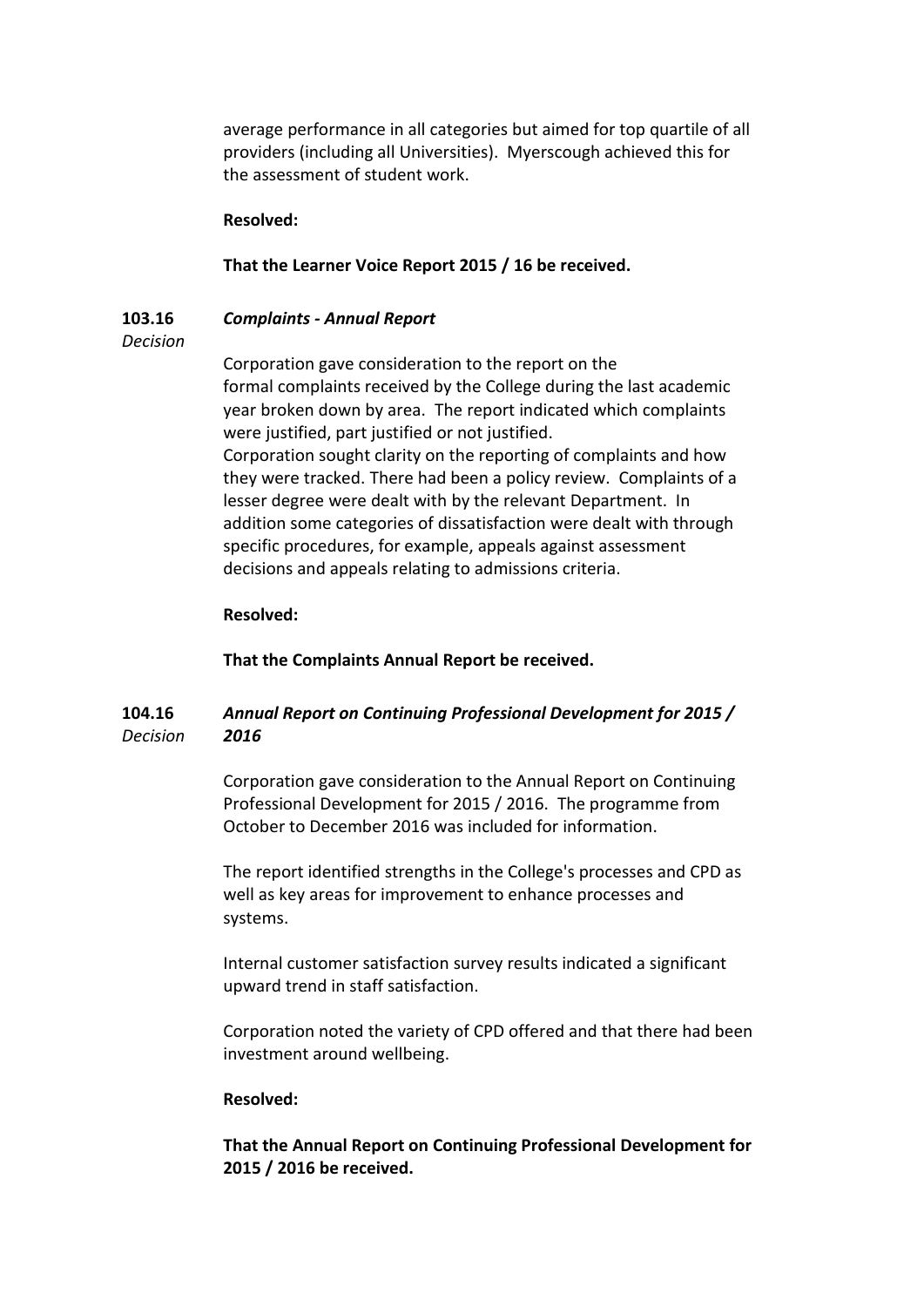average performance in all categories but aimed for top quartile of all providers (including all Universities). Myerscough achieved this for the assessment of student work.

**Resolved:**

**That the Learner Voice Report 2015 / 16 be received.**

**103.16** ***Complaints - Annual Report***

*Decision*

Corporation gave consideration to the report on the formal complaints received by the College during the last academic year broken down by area. The report indicated which complaints were justified, part justified or not justified.
Corporation sought clarity on the reporting of complaints and how they were tracked. There had been a policy review. Complaints of a lesser degree were dealt with by the relevant Department. In addition some categories of dissatisfaction were dealt with through specific procedures, for example, appeals against assessment decisions and appeals relating to admissions criteria.

**Resolved:**

**That the Complaints Annual Report be received.**

**104.16** ***Annual Report on Continuing Professional Development for 2015 / 2016***

*Decision*

Corporation gave consideration to the Annual Report on Continuing Professional Development for 2015 / 2016. The programme from October to December 2016 was included for information.

The report identified strengths in the College's processes and CPD as well as key areas for improvement to enhance processes and systems.

Internal customer satisfaction survey results indicated a significant upward trend in staff satisfaction.

Corporation noted the variety of CPD offered and that there had been investment around wellbeing.

**Resolved:**

**That the Annual Report on Continuing Professional Development for 2015 / 2016 be received.**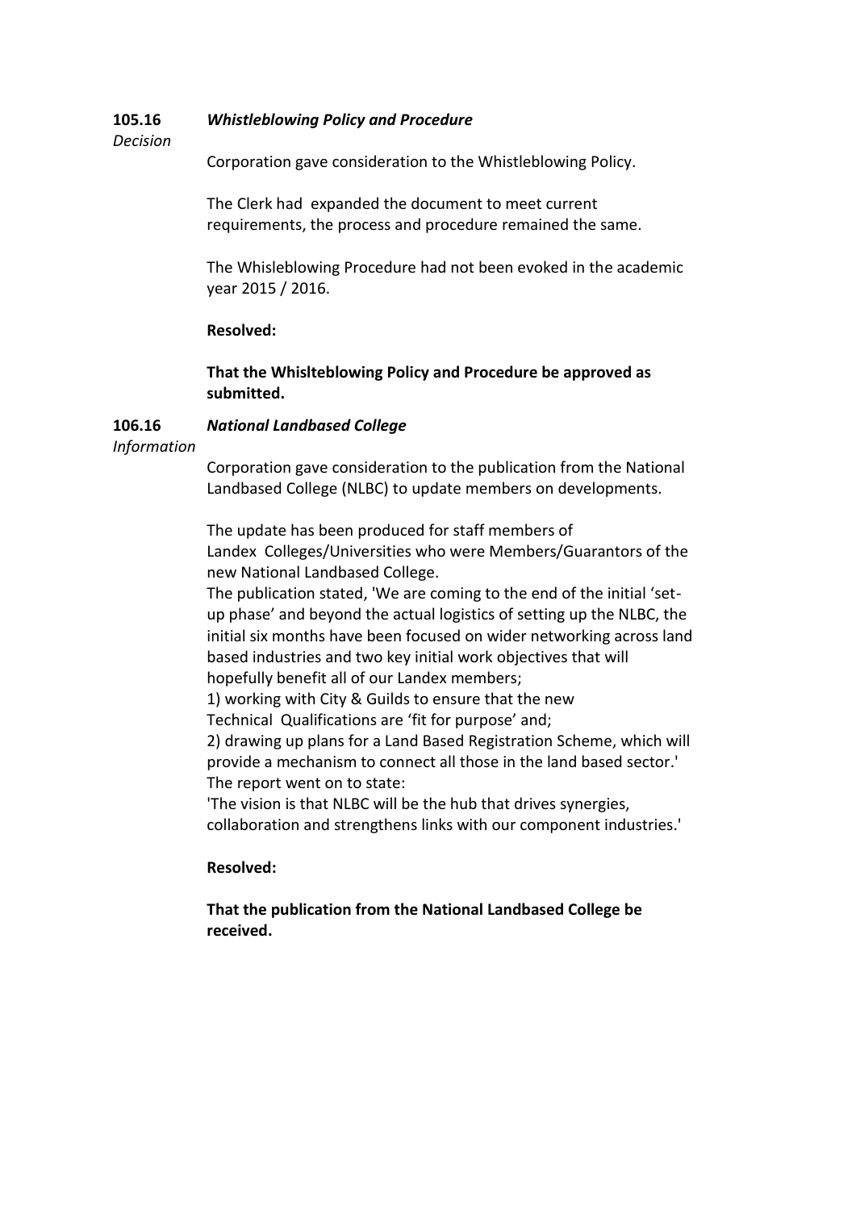**105.16** ***Whistleblowing Policy and Procedure***

*Decision*

Corporation gave consideration to the Whistleblowing Policy.

The Clerk had expanded the document to meet current requirements, the process and procedure remained the same.

The Whisleblowing Procedure had not been evoked in the academic year 2015 / 2016.

**Resolved:**

**That the Whislteblowing Policy and Procedure be approved as submitted.**

**106.16** ***National Landbased College***

*Information*

Corporation gave consideration to the publication from the National Landbased College (NLBC) to update members on developments.

The update has been produced for staff members of Landex Colleges/Universities who were Members/Guarantors of the new National Landbased College.

The publication stated, 'We are coming to the end of the initial 'set-up phase' and beyond the actual logistics of setting up the NLBC, the initial six months have been focused on wider networking across land based industries and two key initial work objectives that will hopefully benefit all of our Landex members;

1) working with City & Guilds to ensure that the new Technical Qualifications are 'fit for purpose' and;

2) drawing up plans for a Land Based Registration Scheme, which will provide a mechanism to connect all those in the land based sector.'

The report went on to state:

'The vision is that NLBC will be the hub that drives synergies, collaboration and strengthens links with our component industries.'

**Resolved:**

**That the publication from the National Landbased College be received.**